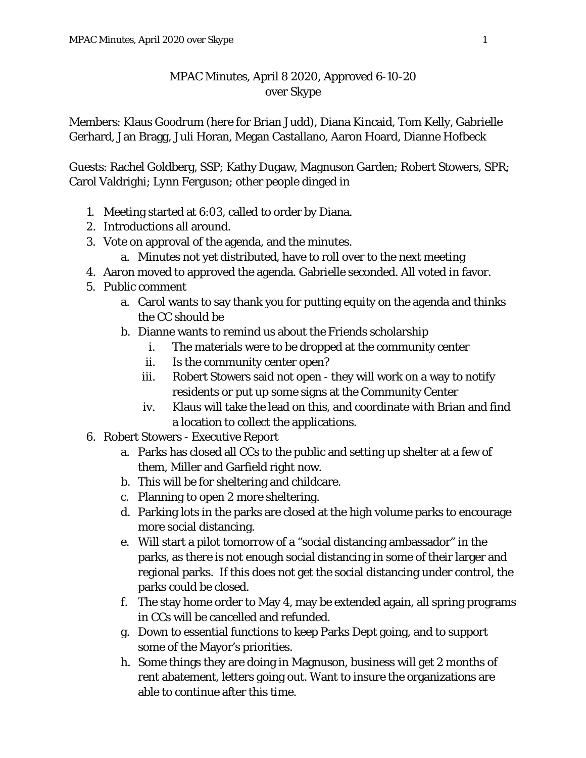# MPAC Minutes, April 8 2020, Approved 6-10-20
over Skype

Members: Klaus Goodrum (here for Brian Judd), Diana Kincaid, Tom Kelly, Gabrielle Gerhard, Jan Bragg, Juli Horan, Megan Castallano, Aaron Hoard, Dianne Hofbeck

Guests: Rachel Goldberg, SSP; Kathy Dugaw, Magnuson Garden; Robert Stowers, SPR; Carol Valdrighi; Lynn Ferguson; other people dinged in

1. Meeting started at 6:03, called to order by Diana.
2. Introductions all around.
3. Vote on approval of the agenda, and the minutes.
   a. Minutes not yet distributed, have to roll over to the next meeting
4. Aaron moved to approved the agenda. Gabrielle seconded. All voted in favor.
5. Public comment
   a. Carol wants to say thank you for putting equity on the agenda and thinks the CC should be
   b. Dianne wants to remind us about the Friends scholarship
      i. The materials were to be dropped at the community center
      ii. Is the community center open?
      iii. Robert Stowers said not open - they will work on a way to notify residents or put up some signs at the Community Center
      iv. Klaus will take the lead on this, and coordinate with Brian and find a location to collect the applications.
6. Robert Stowers - Executive Report
   a. Parks has closed all CCs to the public and setting up shelter at a few of them, Miller and Garfield right now.
   b. This will be for sheltering and childcare.
   c. Planning to open 2 more sheltering.
   d. Parking lots in the parks are closed at the high volume parks to encourage more social distancing.
   e. Will start a pilot tomorrow of a "social distancing ambassador" in the parks, as there is not enough social distancing in some of their larger and regional parks. If this does not get the social distancing under control, the parks could be closed.
   f. The stay home order to May 4, may be extended again, all spring programs in CCs will be cancelled and refunded.
   g. Down to essential functions to keep Parks Dept going, and to support some of the Mayor's priorities.
   h. Some things they are doing in Magnuson, business will get 2 months of rent abatement, letters going out. Want to insure the organizations are able to continue after this time.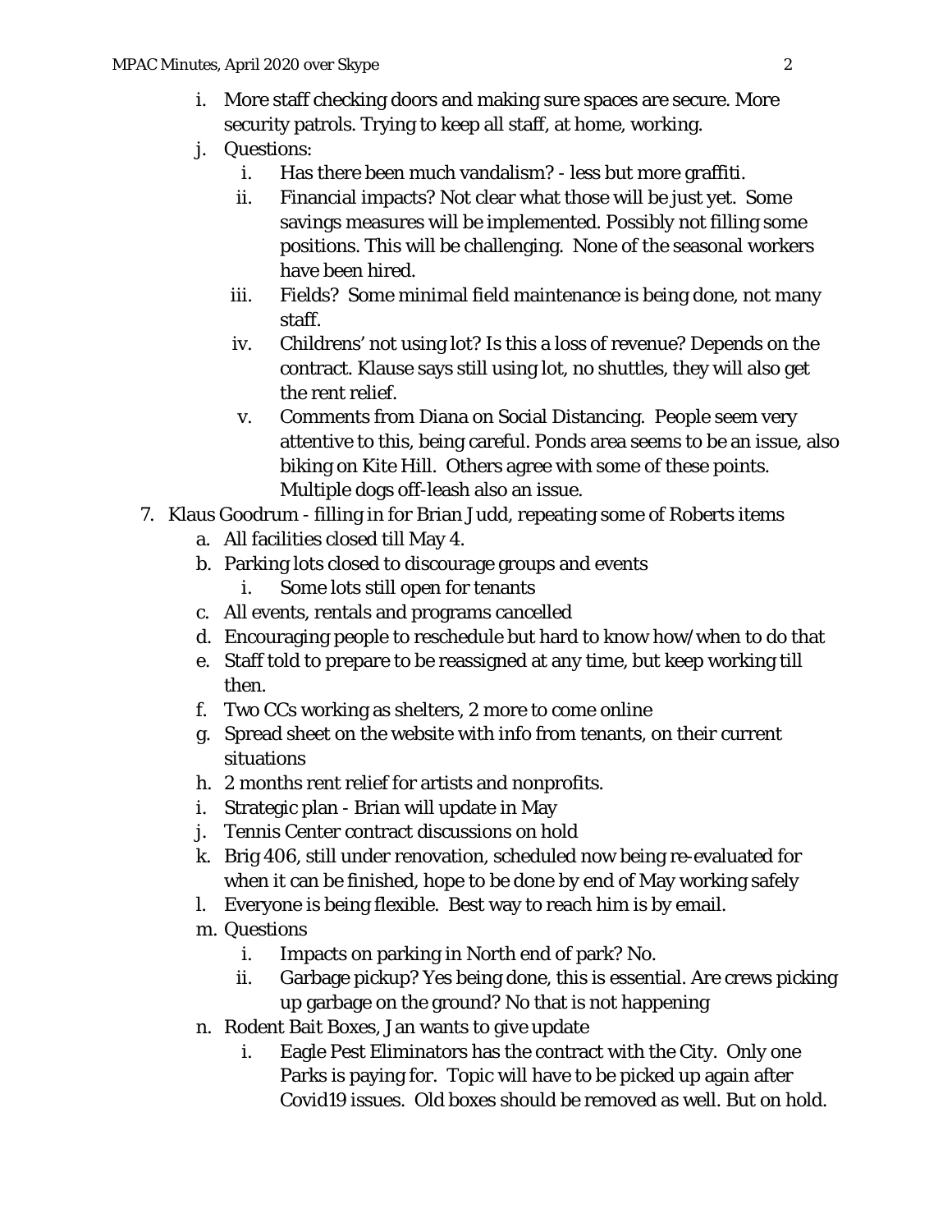i. More staff checking doors and making sure spaces are secure. More security patrols. Trying to keep all staff, at home, working.
   j. Questions:
      i. Has there been much vandalism? - less but more graffiti.
      ii. Financial impacts? Not clear what those will be just yet. Some savings measures will be implemented. Possibly not filling some positions. This will be challenging. None of the seasonal workers have been hired.
      iii. Fields? Some minimal field maintenance is being done, not many staff.
      iv. Childrens' not using lot? Is this a loss of revenue? Depends on the contract. Klause says still using lot, no shuttles, they will also get the rent relief.
      v. Comments from Diana on Social Distancing. People seem very attentive to this, being careful. Ponds area seems to be an issue, also biking on Kite Hill. Others agree with some of these points. Multiple dogs off-leash also an issue.

7. Klaus Goodrum - filling in for Brian Judd, repeating some of Roberts items
   a. All facilities closed till May 4.
   b. Parking lots closed to discourage groups and events
      i. Some lots still open for tenants
   c. All events, rentals and programs cancelled
   d. Encouraging people to reschedule but hard to know how/when to do that
   e. Staff told to prepare to be reassigned at any time, but keep working till then.
   f. Two CCs working as shelters, 2 more to come online
   g. Spread sheet on the website with info from tenants, on their current situations
   h. 2 months rent relief for artists and nonprofits.
   i. Strategic plan - Brian will update in May
   j. Tennis Center contract discussions on hold
   k. Brig 406, still under renovation, scheduled now being re-evaluated for when it can be finished, hope to be done by end of May working safely
   l. Everyone is being flexible. Best way to reach him is by email.
   m. Questions
      i. Impacts on parking in North end of park? No.
      ii. Garbage pickup? Yes being done, this is essential. Are crews picking up garbage on the ground? No that is not happening
   n. Rodent Bait Boxes, Jan wants to give update
      i. Eagle Pest Eliminators has the contract with the City. Only one Parks is paying for. Topic will have to be picked up again after Covid19 issues. Old boxes should be removed as well. But on hold.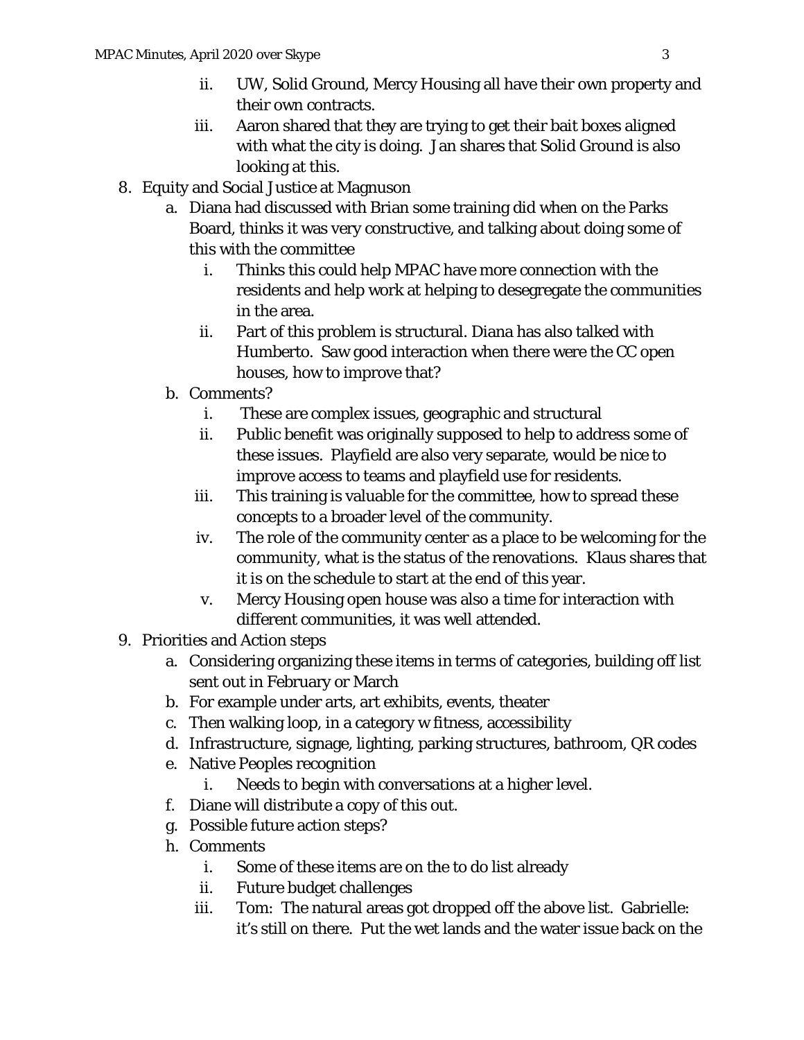ii. UW, Solid Ground, Mercy Housing all have their own property and their own contracts.
   iii. Aaron shared that they are trying to get their bait boxes aligned with what the city is doing. Jan shares that Solid Ground is also looking at this.

8. Equity and Social Justice at Magnuson
   a. Diana had discussed with Brian some training did when on the Parks Board, thinks it was very constructive, and talking about doing some of this with the committee
      i. Thinks this could help MPAC have more connection with the residents and help work at helping to desegregate the communities in the area.
      ii. Part of this problem is structural. Diana has also talked with Humberto. Saw good interaction when there were the CC open houses, how to improve that?
   b. Comments?
      i. These are complex issues, geographic and structural
      ii. Public benefit was originally supposed to help to address some of these issues. Playfield are also very separate, would be nice to improve access to teams and playfield use for residents.
      iii. This training is valuable for the committee, how to spread these concepts to a broader level of the community.
      iv. The role of the community center as a place to be welcoming for the community, what is the status of the renovations. Klaus shares that it is on the schedule to start at the end of this year.
      v. Mercy Housing open house was also a time for interaction with different communities, it was well attended.

9. Priorities and Action steps
   a. Considering organizing these items in terms of categories, building off list sent out in February or March
   b. For example under arts, art exhibits, events, theater
   c. Then walking loop, in a category w fitness, accessibility
   d. Infrastructure, signage, lighting, parking structures, bathroom, QR codes
   e. Native Peoples recognition
      i. Needs to begin with conversations at a higher level.
   f. Diane will distribute a copy of this out.
   g. Possible future action steps?
   h. Comments
      i. Some of these items are on the to do list already
      ii. Future budget challenges
      iii. Tom: The natural areas got dropped off the above list. Gabrielle: it's still on there. Put the wet lands and the water issue back on the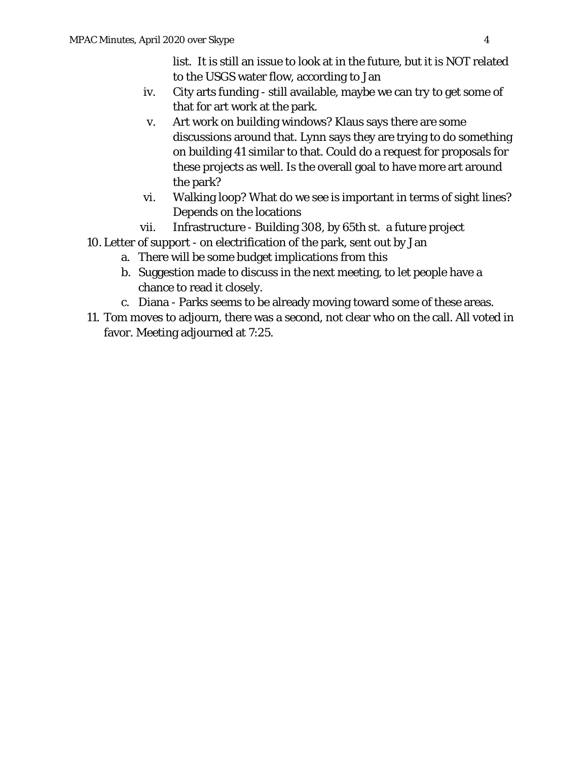list. It is still an issue to look at in the future, but it is NOT related to the USGS water flow, according to Jan

iv. City arts funding - still available, maybe we can try to get some of that for art work at the park.

v. Art work on building windows? Klaus says there are some discussions around that. Lynn says they are trying to do something on building 41 similar to that. Could do a request for proposals for these projects as well. Is the overall goal to have more art around the park?

vi. Walking loop? What do we see is important in terms of sight lines? Depends on the locations

vii. Infrastructure - Building 308, by 65th st. a future project

10. Letter of support - on electrification of the park, sent out by Jan
    a. There will be some budget implications from this
    b. Suggestion made to discuss in the next meeting, to let people have a chance to read it closely.
    c. Diana - Parks seems to be already moving toward some of these areas.
11. Tom moves to adjourn, there was a second, not clear who on the call. All voted in favor. Meeting adjourned at 7:25.